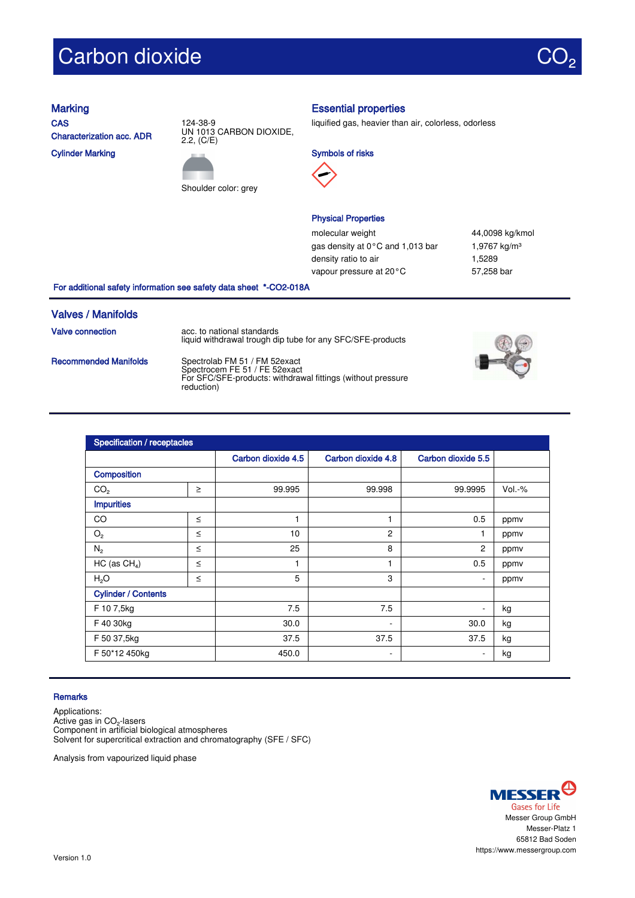# Carbon dioxide $CO_2$

## Marking

**CAS** 124-38-9

**Characterization acc. ADR** UN 1013 CARBON DIOXIDE, 2.2, (C/E)

**Cylinder Marking**

Shoulder color: grey

## Essential properties

liquified gas, heavier than air, colorless, odorless

### Symbols of risks

### Physical Properties

| | |
|---|---|
| molecular weight | 44,0098 kg/kmol |
| gas density at 0 °C and 1,013 bar | 1,9767 kg/m³ |
| density ratio to air | 1,5289 |
| vapour pressure at 20 °C | 57,258 bar |

**For additional safety information see safety data sheet *-CO2-018A**

## Valves / Manifolds

**Valve connection**

acc. to national standards
liquid withdrawal trough dip tube for any SFC/SFE-products

**Recommended Manifolds**

Spectrolab FM 51 / FM 52exact
Spectrocem FE 51 / FE 52exact
For SFC/SFE-products: withdrawal fittings (without pressure reduction)

## Specification / receptacles

| | | Carbon dioxide 4.5 | Carbon dioxide 4.8 | Carbon dioxide 5.5 | |
|---|---|---|---|---|---|
| **Composition** | | | | | |
| $CO_2$ | ≥ | 99.995 | 99.998 | 99.9995 | Vol.-% |
| **Impurities** | | | | | |
| CO | ≤ | 1 | 1 | 0.5 | ppmv |
| $O_2$ | ≤ | 10 | 2 | 1 | ppmv |
| $N_2$ | ≤ | 25 | 8 | 2 | ppmv |
| HC (as $CH_4$) | ≤ | 1 | 1 | 0.5 | ppmv |
| $H_2O$ | ≤ | 5 | 3 | - | ppmv |
| **Cylinder / Contents** | | | | | |
| F 10 7,5kg | | 7.5 | 7.5 | - | kg |
| F 40 30kg | | 30.0 | - | 30.0 | kg |
| F 50 37,5kg | | 37.5 | 37.5 | 37.5 | kg |
| F 50*12 450kg | | 450.0 | - | - | kg |

## Remarks

Applications:
Active gas in $CO_2$-lasers
Component in artificial biological atmospheres
Solvent for supercritical extraction and chromatography (SFE / SFC)

Analysis from vapourized liquid phase

MESSER
Gases for Life
Messer Group GmbH
Messer-Platz 1
65812 Bad Soden
https://www.messergroup.com

Version 1.0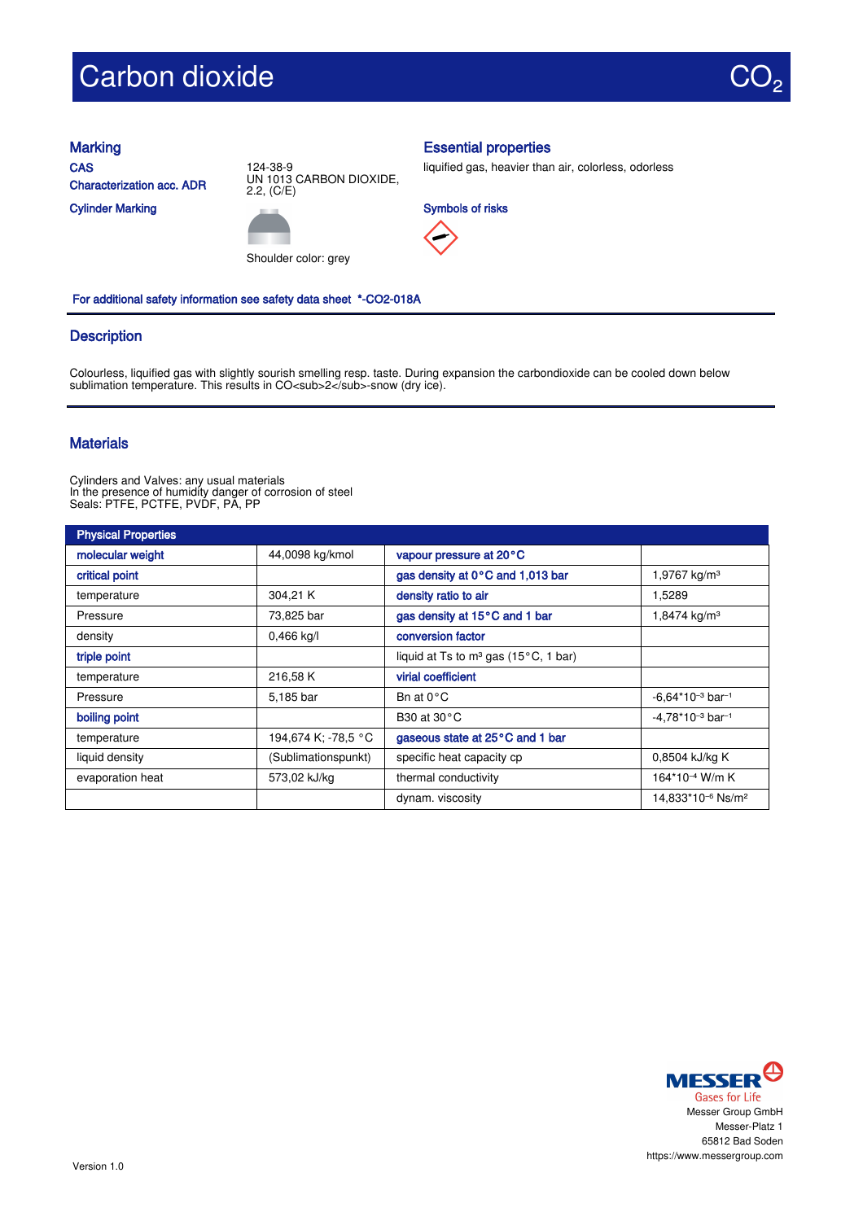# Carbon dioxide $CO_2$

## Marking

**CAS** 124-38-9

**Characterization acc. ADR** UN 1013 CARBON DIOXIDE, 2.2, (C/E)

**Cylinder Marking**

Shoulder color: grey

## Essential properties

liquified gas, heavier than air, colorless, odorless

**Symbols of risks**

**For additional safety information see safety data sheet \*-CO2-018A**

## Description

Colourless, liquified gas with slightly sourish smelling resp. taste. During expansion the carbondioxide can be cooled down below sublimation temperature. This results in $CO_2$-snow (dry ice).

## Materials

Cylinders and Valves: any usual materials
In the presence of humidity danger of corrosion of steel
Seals: PTFE, PCTFE, PVDF, PA, PP

| Physical Properties | | | |
|---|---|---|---|
| **molecular weight** | 44,0098 kg/kmol | **vapour pressure at 20°C** | |
| **critical point** | | **gas density at 0°C and 1,013 bar** | 1,9767 kg/m³ |
| temperature | 304,21 K | **density ratio to air** | 1,5289 |
| Pressure | 73,825 bar | **gas density at 15°C and 1 bar** | 1,8474 kg/m³ |
| density | 0,466 kg/l | **conversion factor** | |
| **triple point** | | liquid at Ts to m³ gas (15°C, 1 bar) | |
| temperature | 216,58 K | **virial coefficient** | |
| Pressure | 5,185 bar | Bn at 0°C | $-6{,}64 \cdot 10^{-3}$ bar$^{-1}$ |
| **boiling point** | | B30 at 30°C | $-4{,}78 \cdot 10^{-3}$ bar$^{-1}$ |
| temperature | 194,674 K; -78,5 °C | **gaseous state at 25°C and 1 bar** | |
| liquid density | (Sublimationspunkt) | specific heat capacity cp | 0,8504 kJ/kg K |
| evaporation heat | 573,02 kJ/kg | thermal conductivity | $164 \cdot 10^{-4}$ W/m K |
| | | dynam. viscosity | $14{,}833 \cdot 10^{-6}$ Ns/m² |

MESSER Gases for Life
Messer Group GmbH
Messer-Platz 1
65812 Bad Soden
https://www.messergroup.com

Version 1.0